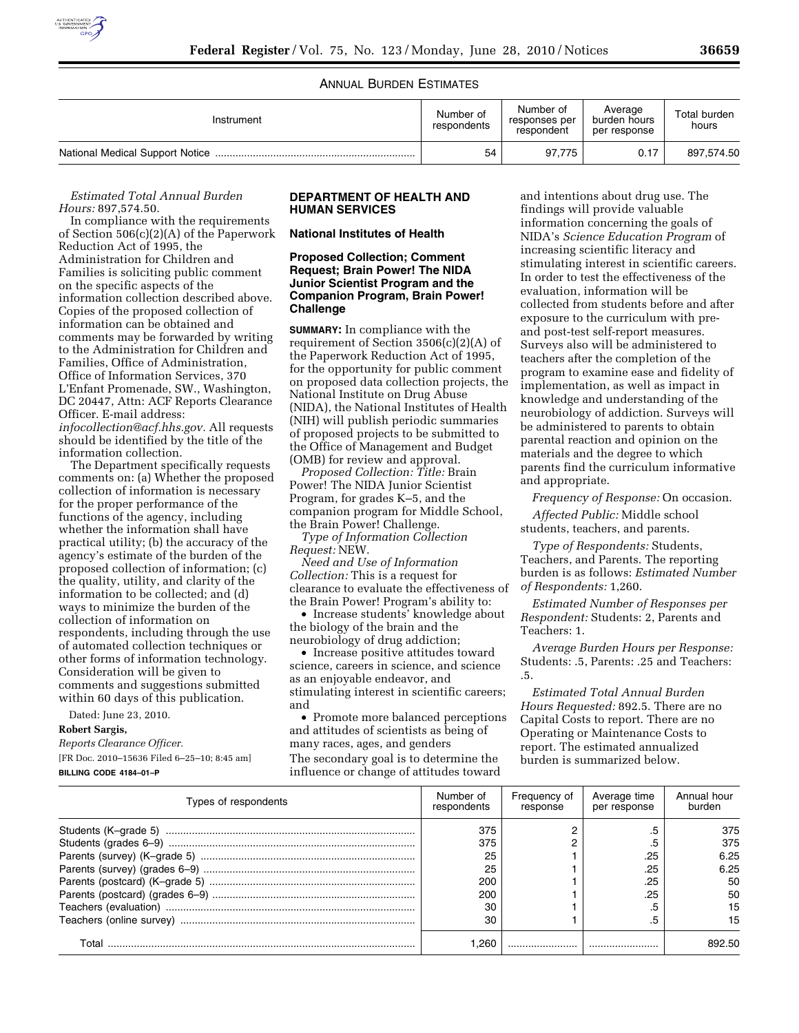ANNUAL BURDEN ESTIMATES

| Instrument | Number of respondents | Number of responses per respondent | Average burden hours per response | Total burden hours |
|---|---|---|---|---|
| National Medical Support Notice | 54 | 97,775 | 0.17 | 897,574.50 |

*Estimated Total Annual Burden Hours:* 897,574.50.

In compliance with the requirements of Section 506(c)(2)(A) of the Paperwork Reduction Act of 1995, the Administration for Children and Families is soliciting public comment on the specific aspects of the information collection described above. Copies of the proposed collection of information can be obtained and comments may be forwarded by writing to the Administration for Children and Families, Office of Administration, Office of Information Services, 370 L'Enfant Promenade, SW., Washington, DC 20447, Attn: ACF Reports Clearance Officer. E-mail address: *infocollection@acf.hhs.gov.* All requests should be identified by the title of the information collection.

The Department specifically requests comments on: (a) Whether the proposed collection of information is necessary for the proper performance of the functions of the agency, including whether the information shall have practical utility; (b) the accuracy of the agency's estimate of the burden of the proposed collection of information; (c) the quality, utility, and clarity of the information to be collected; and (d) ways to minimize the burden of the collection of information on respondents, including through the use of automated collection techniques or other forms of information technology. Consideration will be given to comments and suggestions submitted within 60 days of this publication.

Dated: June 23, 2010.

**Robert Sargis,**

*Reports Clearance Officer.*

[FR Doc. 2010–15636 Filed 6–25–10; 8:45 am]

**BILLING CODE 4184–01–P**

## DEPARTMENT OF HEALTH AND HUMAN SERVICES

### National Institutes of Health

### Proposed Collection; Comment Request; Brain Power! The NIDA Junior Scientist Program and the Companion Program, Brain Power! Challenge

**SUMMARY:** In compliance with the requirement of Section 3506(c)(2)(A) of the Paperwork Reduction Act of 1995, for the opportunity for public comment on proposed data collection projects, the National Institute on Drug Abuse (NIDA), the National Institutes of Health (NIH) will publish periodic summaries of proposed projects to be submitted to the Office of Management and Budget (OMB) for review and approval.

*Proposed Collection: Title:* Brain Power! The NIDA Junior Scientist Program, for grades K–5, and the companion program for Middle School, the Brain Power! Challenge.

*Type of Information Collection Request:* NEW.

*Need and Use of Information Collection:* This is a request for clearance to evaluate the effectiveness of the Brain Power! Program's ability to:

- Increase students' knowledge about the biology of the brain and the neurobiology of drug addiction;
- Increase positive attitudes toward science, careers in science, and science as an enjoyable endeavor, and stimulating interest in scientific careers; and
- Promote more balanced perceptions and attitudes of scientists as being of many races, ages, and genders

The secondary goal is to determine the influence or change of attitudes toward and intentions about drug use. The findings will provide valuable information concerning the goals of NIDA's *Science Education Program* of increasing scientific literacy and stimulating interest in scientific careers. In order to test the effectiveness of the evaluation, information will be collected from students before and after exposure to the curriculum with pre- and post-test self-report measures. Surveys also will be administered to teachers after the completion of the program to examine ease and fidelity of implementation, as well as impact in knowledge and understanding of the neurobiology of addiction. Surveys will be administered to parents to obtain parental reaction and opinion on the materials and the degree to which parents find the curriculum informative and appropriate.

*Frequency of Response:* On occasion.

*Affected Public:* Middle school students, teachers, and parents.

*Type of Respondents:* Students, Teachers, and Parents. The reporting burden is as follows: *Estimated Number of Respondents:* 1,260.

*Estimated Number of Responses per Respondent:* Students: 2, Parents and Teachers: 1.

*Average Burden Hours per Response:* Students: .5, Parents: .25 and Teachers: .5.

*Estimated Total Annual Burden Hours Requested:* 892.5. There are no Capital Costs to report. There are no Operating or Maintenance Costs to report. The estimated annualized burden is summarized below.

| Types of respondents | Number of respondents | Frequency of response | Average time per response | Annual hour burden |
|---|---|---|---|---|
| Students (K–grade 5) | 375 | 2 | .5 | 375 |
| Students (grades 6–9) | 375 | 2 | .5 | 375 |
| Parents (survey) (K–grade 5) | 25 | 1 | .25 | 6.25 |
| Parents (survey) (grades 6–9) | 25 | 1 | .25 | 6.25 |
| Parents (postcard) (K–grade 5) | 200 | 1 | .25 | 50 |
| Parents (postcard) (grades 6–9) | 200 | 1 | .25 | 50 |
| Teachers (evaluation) | 30 | 1 | .5 | 15 |
| Teachers (online survey) | 30 | 1 | .5 | 15 |
| Total | 1,260 | | | 892.50 |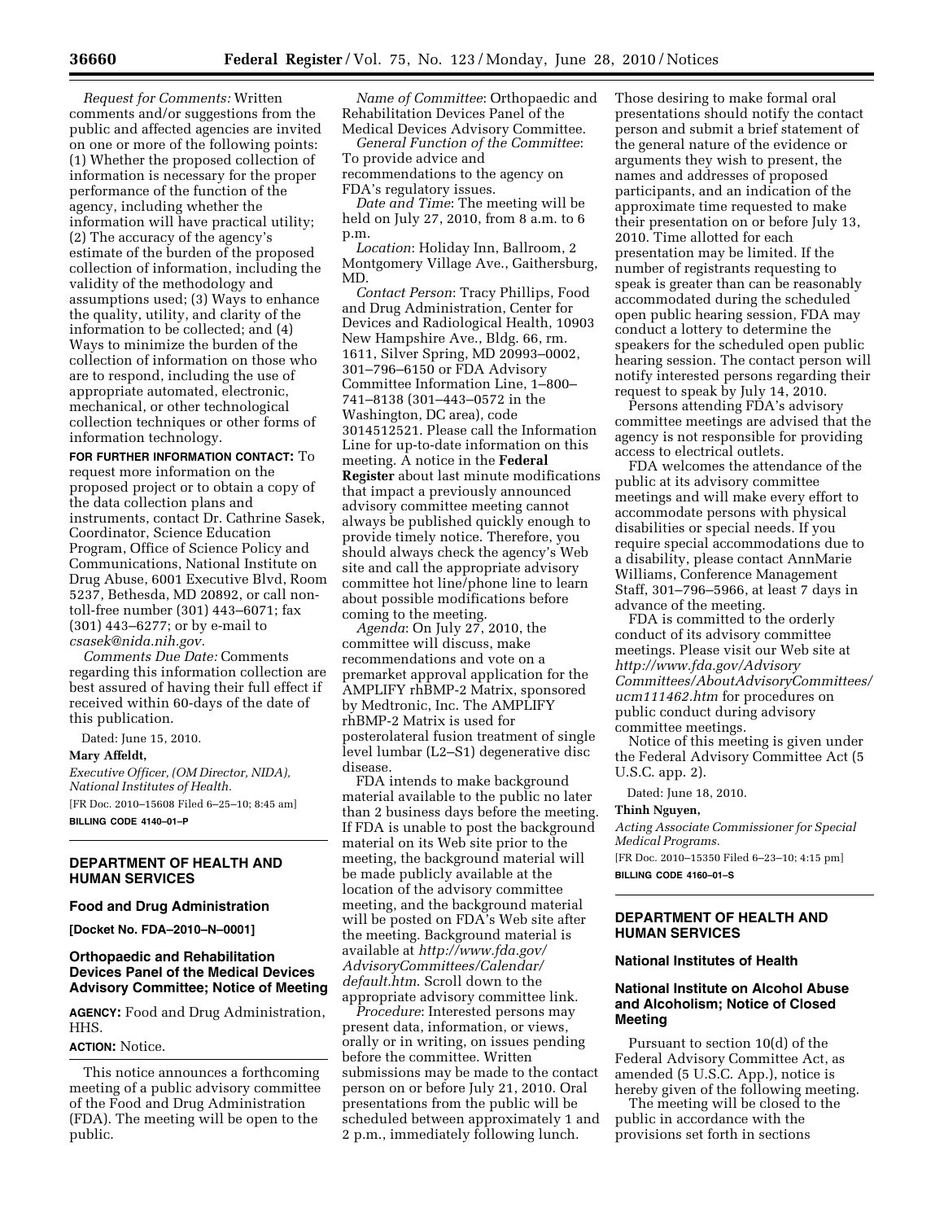*Request for Comments:* Written comments and/or suggestions from the public and affected agencies are invited on one or more of the following points: (1) Whether the proposed collection of information is necessary for the proper performance of the function of the agency, including whether the information will have practical utility; (2) The accuracy of the agency's estimate of the burden of the proposed collection of information, including the validity of the methodology and assumptions used; (3) Ways to enhance the quality, utility, and clarity of the information to be collected; and (4) Ways to minimize the burden of the collection of information on those who are to respond, including the use of appropriate automated, electronic, mechanical, or other technological collection techniques or other forms of information technology.

**FOR FURTHER INFORMATION CONTACT:** To request more information on the proposed project or to obtain a copy of the data collection plans and instruments, contact Dr. Cathrine Sasek, Coordinator, Science Education Program, Office of Science Policy and Communications, National Institute on Drug Abuse, 6001 Executive Blvd, Room 5237, Bethesda, MD 20892, or call non-toll-free number (301) 443–6071; fax (301) 443–6277; or by e-mail to *csasek@nida.nih.gov.*

*Comments Due Date:* Comments regarding this information collection are best assured of having their full effect if received within 60-days of the date of this publication.

Dated: June 15, 2010.

**Mary Affeldt,**

*Executive Officer, (OM Director, NIDA), National Institutes of Health.*

[FR Doc. 2010–15608 Filed 6–25–10; 8:45 am]

**BILLING CODE 4140–01–P**

## DEPARTMENT OF HEALTH AND HUMAN SERVICES

### Food and Drug Administration

**[Docket No. FDA–2010–N–0001]**

### Orthopaedic and Rehabilitation Devices Panel of the Medical Devices Advisory Committee; Notice of Meeting

**AGENCY:** Food and Drug Administration, HHS.

**ACTION:** Notice.

This notice announces a forthcoming meeting of a public advisory committee of the Food and Drug Administration (FDA). The meeting will be open to the public.

*Name of Committee*: Orthopaedic and Rehabilitation Devices Panel of the Medical Devices Advisory Committee.

*General Function of the Committee*: To provide advice and recommendations to the agency on FDA's regulatory issues.

*Date and Time*: The meeting will be held on July 27, 2010, from 8 a.m. to 6 p.m.

*Location*: Holiday Inn, Ballroom, 2 Montgomery Village Ave., Gaithersburg, MD.

*Contact Person*: Tracy Phillips, Food and Drug Administration, Center for Devices and Radiological Health, 10903 New Hampshire Ave., Bldg. 66, rm. 1611, Silver Spring, MD 20993–0002, 301–796–6150 or FDA Advisory Committee Information Line, 1–800–741–8138 (301–443–0572 in the Washington, DC area), code 3014512521. Please call the Information Line for up-to-date information on this meeting. A notice in the **Federal Register** about last minute modifications that impact a previously announced advisory committee meeting cannot always be published quickly enough to provide timely notice. Therefore, you should always check the agency's Web site and call the appropriate advisory committee hot line/phone line to learn about possible modifications before coming to the meeting.

*Agenda*: On July 27, 2010, the committee will discuss, make recommendations and vote on a premarket approval application for the AMPLIFY rhBMP-2 Matrix, sponsored by Medtronic, Inc. The AMPLIFY rhBMP-2 Matrix is used for posterolateral fusion treatment of single level lumbar (L2–S1) degenerative disc disease.

FDA intends to make background material available to the public no later than 2 business days before the meeting. If FDA is unable to post the background material on its Web site prior to the meeting, the background material will be made publicly available at the location of the advisory committee meeting, and the background material will be posted on FDA's Web site after the meeting. Background material is available at *http://www.fda.gov/AdvisoryCommittees/Calendar/default.htm.* Scroll down to the appropriate advisory committee link.

*Procedure*: Interested persons may present data, information, or views, orally or in writing, on issues pending before the committee. Written submissions may be made to the contact person on or before July 21, 2010. Oral presentations from the public will be scheduled between approximately 1 and 2 p.m., immediately following lunch. Those desiring to make formal oral presentations should notify the contact person and submit a brief statement of the general nature of the evidence or arguments they wish to present, the names and addresses of proposed participants, and an indication of the approximate time requested to make their presentation on or before July 13, 2010. Time allotted for each presentation may be limited. If the number of registrants requesting to speak is greater than can be reasonably accommodated during the scheduled open public hearing session, FDA may conduct a lottery to determine the speakers for the scheduled open public hearing session. The contact person will notify interested persons regarding their request to speak by July 14, 2010.

Persons attending FDA's advisory committee meetings are advised that the agency is not responsible for providing access to electrical outlets.

FDA welcomes the attendance of the public at its advisory committee meetings and will make every effort to accommodate persons with physical disabilities or special needs. If you require special accommodations due to a disability, please contact AnnMarie Williams, Conference Management Staff, 301–796–5966, at least 7 days in advance of the meeting.

FDA is committed to the orderly conduct of its advisory committee meetings. Please visit our Web site at *http://www.fda.gov/AdvisoryCommittees/AboutAdvisoryCommittees/ucm111462.htm* for procedures on public conduct during advisory committee meetings.

Notice of this meeting is given under the Federal Advisory Committee Act (5 U.S.C. app. 2).

Dated: June 18, 2010.

**Thinh Nguyen,**

*Acting Associate Commissioner for Special Medical Programs.*

[FR Doc. 2010–15350 Filed 6–23–10; 4:15 pm]

**BILLING CODE 4160–01–S**

## DEPARTMENT OF HEALTH AND HUMAN SERVICES

### National Institutes of Health

### National Institute on Alcohol Abuse and Alcoholism; Notice of Closed Meeting

Pursuant to section 10(d) of the Federal Advisory Committee Act, as amended (5 U.S.C. App.), notice is hereby given of the following meeting.

The meeting will be closed to the public in accordance with the provisions set forth in sections